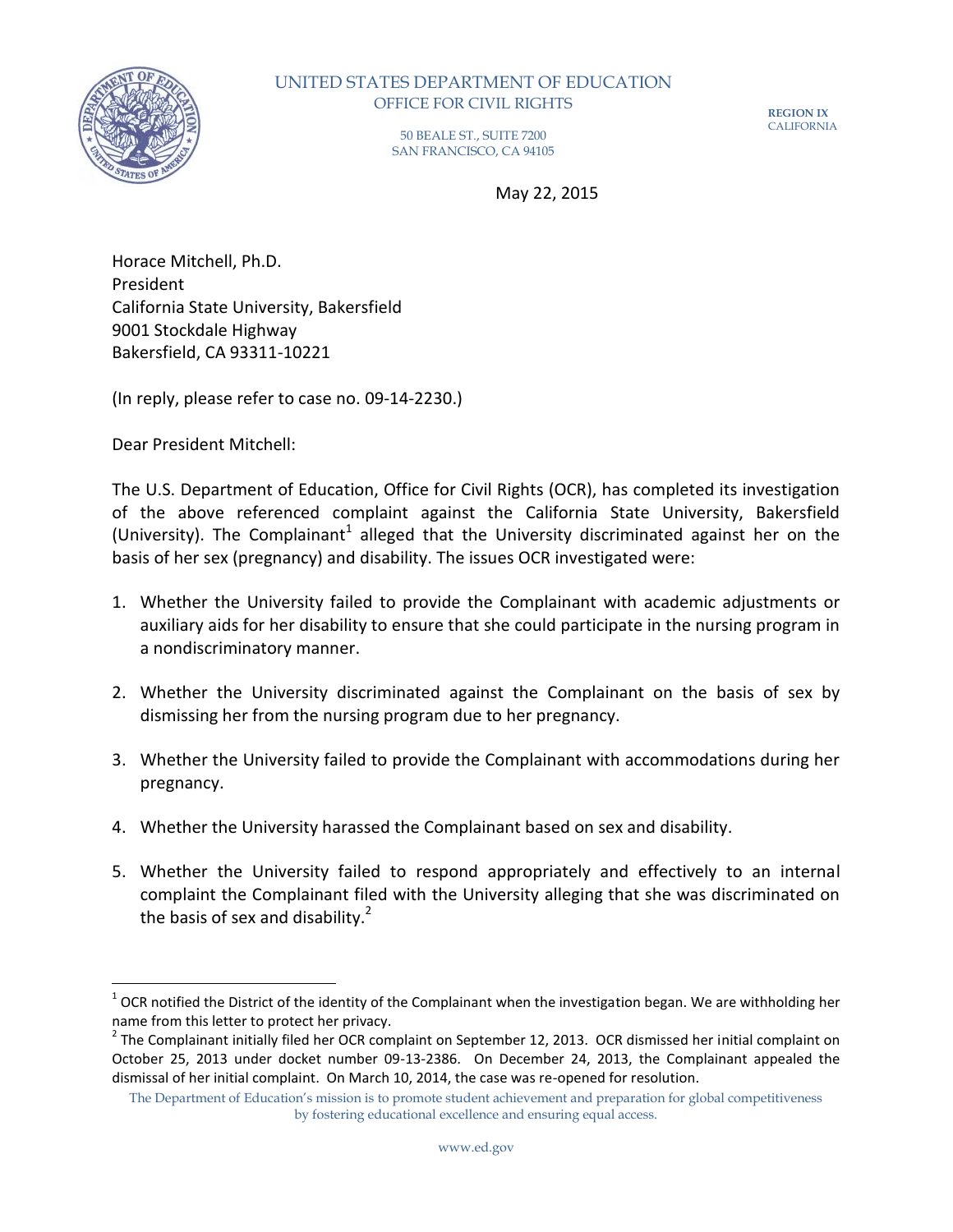UNITED STATES DEPARTMENT OF EDUCATION
OFFICE FOR CIVIL RIGHTS

50 BEALE ST., SUITE 7200
SAN FRANCISCO, CA 94105

REGION IX
CALIFORNIA

May 22, 2015

Horace Mitchell, Ph.D.
President
California State University, Bakersfield
9001 Stockdale Highway
Bakersfield, CA 93311-10221

(In reply, please refer to case no. 09-14-2230.)

Dear President Mitchell:

The U.S. Department of Education, Office for Civil Rights (OCR), has completed its investigation of the above referenced complaint against the California State University, Bakersfield (University). The Complainant[1] alleged that the University discriminated against her on the basis of her sex (pregnancy) and disability. The issues OCR investigated were:

1. Whether the University failed to provide the Complainant with academic adjustments or auxiliary aids for her disability to ensure that she could participate in the nursing program in a nondiscriminatory manner.

2. Whether the University discriminated against the Complainant on the basis of sex by dismissing her from the nursing program due to her pregnancy.

3. Whether the University failed to provide the Complainant with accommodations during her pregnancy.

4. Whether the University harassed the Complainant based on sex and disability.

5. Whether the University failed to respond appropriately and effectively to an internal complaint the Complainant filed with the University alleging that she was discriminated on the basis of sex and disability.[2]

---

[1] OCR notified the District of the identity of the Complainant when the investigation began. We are withholding her name from this letter to protect her privacy.

[2] The Complainant initially filed her OCR complaint on September 12, 2013. OCR dismissed her initial complaint on October 25, 2013 under docket number 09-13-2386. On December 24, 2013, the Complainant appealed the dismissal of her initial complaint. On March 10, 2014, the case was re-opened for resolution.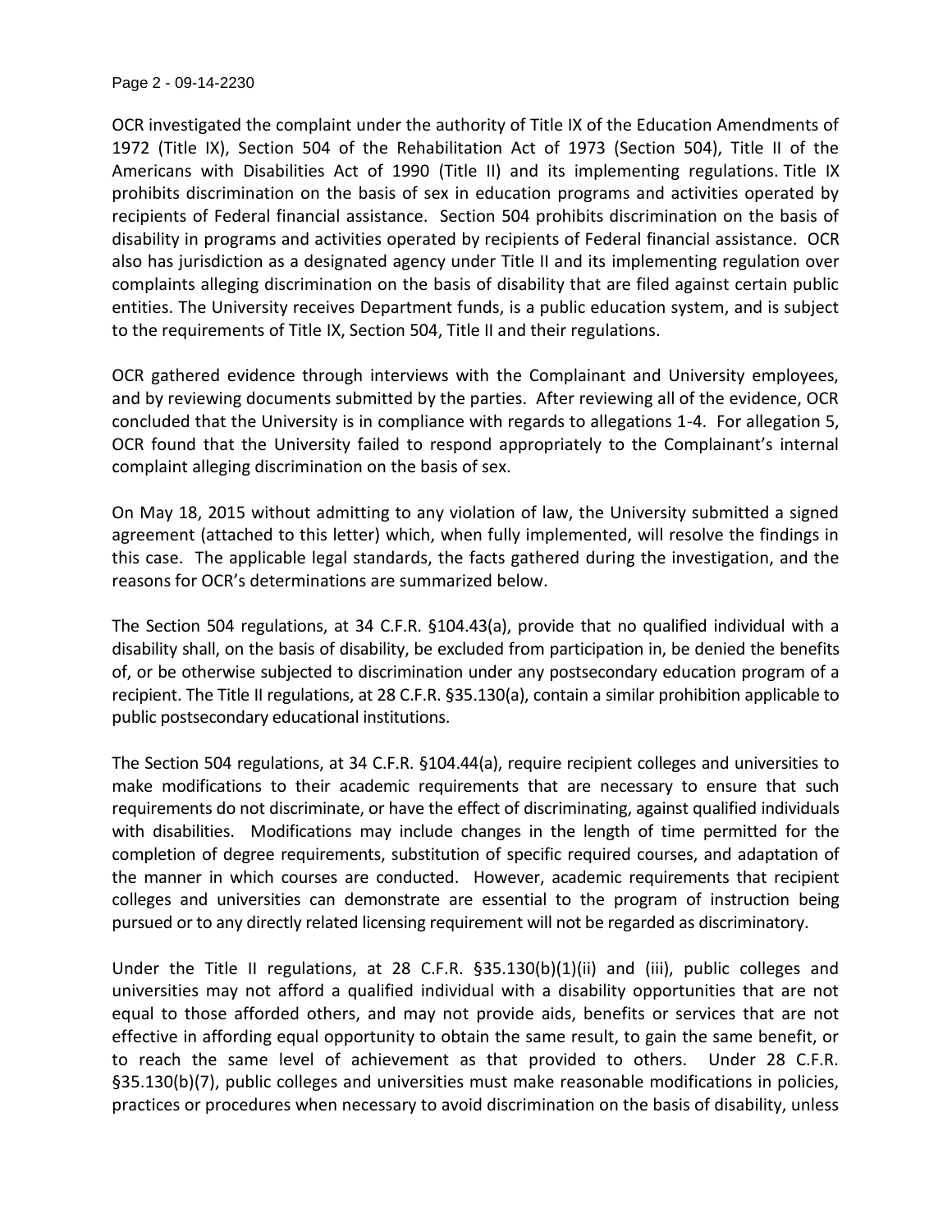OCR investigated the complaint under the authority of Title IX of the Education Amendments of 1972 (Title IX), Section 504 of the Rehabilitation Act of 1973 (Section 504), Title II of the Americans with Disabilities Act of 1990 (Title II) and its implementing regulations. Title IX prohibits discrimination on the basis of sex in education programs and activities operated by recipients of Federal financial assistance. Section 504 prohibits discrimination on the basis of disability in programs and activities operated by recipients of Federal financial assistance. OCR also has jurisdiction as a designated agency under Title II and its implementing regulation over complaints alleging discrimination on the basis of disability that are filed against certain public entities. The University receives Department funds, is a public education system, and is subject to the requirements of Title IX, Section 504, Title II and their regulations.

OCR gathered evidence through interviews with the Complainant and University employees, and by reviewing documents submitted by the parties. After reviewing all of the evidence, OCR concluded that the University is in compliance with regards to allegations 1-4. For allegation 5, OCR found that the University failed to respond appropriately to the Complainant's internal complaint alleging discrimination on the basis of sex.

On May 18, 2015 without admitting to any violation of law, the University submitted a signed agreement (attached to this letter) which, when fully implemented, will resolve the findings in this case. The applicable legal standards, the facts gathered during the investigation, and the reasons for OCR's determinations are summarized below.

The Section 504 regulations, at 34 C.F.R. §104.43(a), provide that no qualified individual with a disability shall, on the basis of disability, be excluded from participation in, be denied the benefits of, or be otherwise subjected to discrimination under any postsecondary education program of a recipient. The Title II regulations, at 28 C.F.R. §35.130(a), contain a similar prohibition applicable to public postsecondary educational institutions.

The Section 504 regulations, at 34 C.F.R. §104.44(a), require recipient colleges and universities to make modifications to their academic requirements that are necessary to ensure that such requirements do not discriminate, or have the effect of discriminating, against qualified individuals with disabilities. Modifications may include changes in the length of time permitted for the completion of degree requirements, substitution of specific required courses, and adaptation of the manner in which courses are conducted. However, academic requirements that recipient colleges and universities can demonstrate are essential to the program of instruction being pursued or to any directly related licensing requirement will not be regarded as discriminatory.

Under the Title II regulations, at 28 C.F.R. §35.130(b)(1)(ii) and (iii), public colleges and universities may not afford a qualified individual with a disability opportunities that are not equal to those afforded others, and may not provide aids, benefits or services that are not effective in affording equal opportunity to obtain the same result, to gain the same benefit, or to reach the same level of achievement as that provided to others. Under 28 C.F.R. §35.130(b)(7), public colleges and universities must make reasonable modifications in policies, practices or procedures when necessary to avoid discrimination on the basis of disability, unless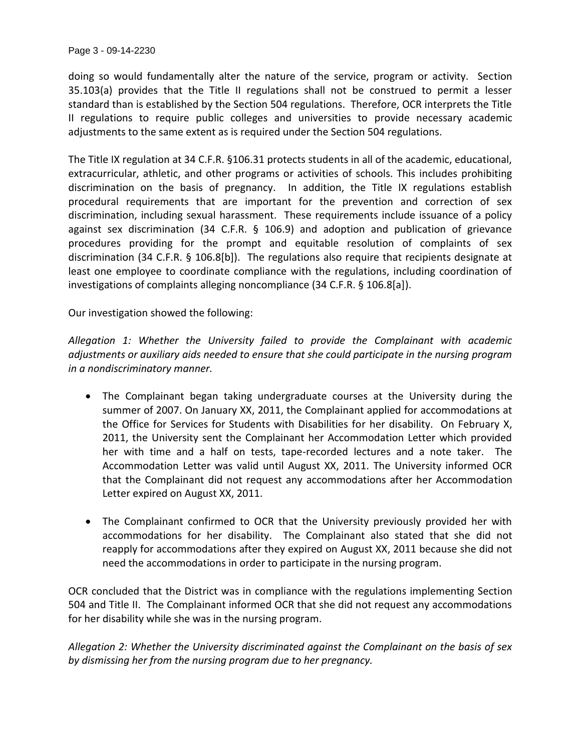doing so would fundamentally alter the nature of the service, program or activity. Section 35.103(a) provides that the Title II regulations shall not be construed to permit a lesser standard than is established by the Section 504 regulations. Therefore, OCR interprets the Title II regulations to require public colleges and universities to provide necessary academic adjustments to the same extent as is required under the Section 504 regulations.

The Title IX regulation at 34 C.F.R. §106.31 protects students in all of the academic, educational, extracurricular, athletic, and other programs or activities of schools. This includes prohibiting discrimination on the basis of pregnancy. In addition, the Title IX regulations establish procedural requirements that are important for the prevention and correction of sex discrimination, including sexual harassment. These requirements include issuance of a policy against sex discrimination (34 C.F.R. § 106.9) and adoption and publication of grievance procedures providing for the prompt and equitable resolution of complaints of sex discrimination (34 C.F.R. § 106.8[b]). The regulations also require that recipients designate at least one employee to coordinate compliance with the regulations, including coordination of investigations of complaints alleging noncompliance (34 C.F.R. § 106.8[a]).

Our investigation showed the following:

*Allegation 1: Whether the University failed to provide the Complainant with academic adjustments or auxiliary aids needed to ensure that she could participate in the nursing program in a nondiscriminatory manner.*

- The Complainant began taking undergraduate courses at the University during the summer of 2007. On January XX, 2011, the Complainant applied for accommodations at the Office for Services for Students with Disabilities for her disability. On February X, 2011, the University sent the Complainant her Accommodation Letter which provided her with time and a half on tests, tape-recorded lectures and a note taker. The Accommodation Letter was valid until August XX, 2011. The University informed OCR that the Complainant did not request any accommodations after her Accommodation Letter expired on August XX, 2011.

- The Complainant confirmed to OCR that the University previously provided her with accommodations for her disability. The Complainant also stated that she did not reapply for accommodations after they expired on August XX, 2011 because she did not need the accommodations in order to participate in the nursing program.

OCR concluded that the District was in compliance with the regulations implementing Section 504 and Title II. The Complainant informed OCR that she did not request any accommodations for her disability while she was in the nursing program.

*Allegation 2: Whether the University discriminated against the Complainant on the basis of sex by dismissing her from the nursing program due to her pregnancy.*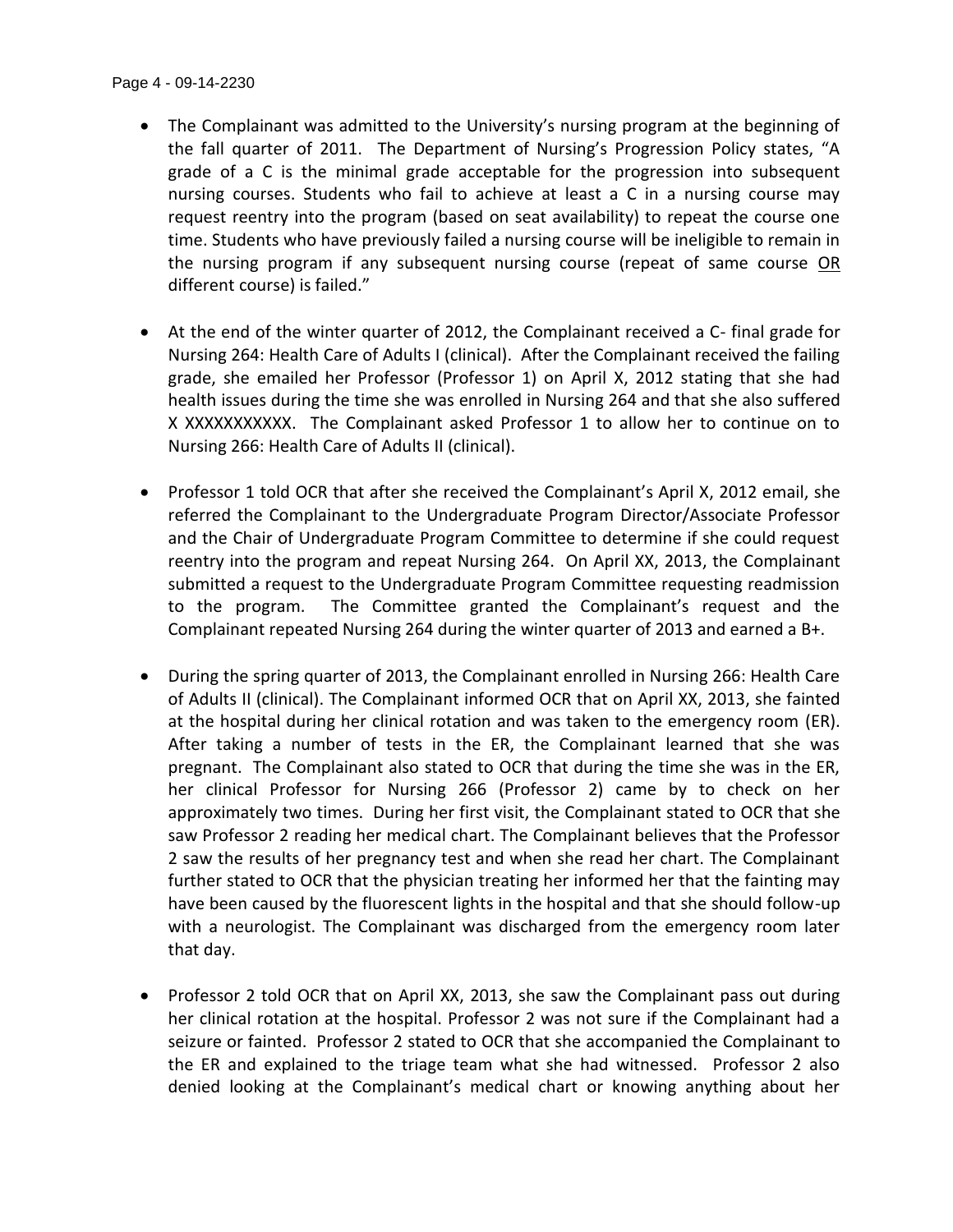- The Complainant was admitted to the University's nursing program at the beginning of the fall quarter of 2011. The Department of Nursing's Progression Policy states, "A grade of a C is the minimal grade acceptable for the progression into subsequent nursing courses. Students who fail to achieve at least a C in a nursing course may request reentry into the program (based on seat availability) to repeat the course one time. Students who have previously failed a nursing course will be ineligible to remain in the nursing program if any subsequent nursing course (repeat of same course OR different course) is failed."

- At the end of the winter quarter of 2012, the Complainant received a C- final grade for Nursing 264: Health Care of Adults I (clinical). After the Complainant received the failing grade, she emailed her Professor (Professor 1) on April X, 2012 stating that she had health issues during the time she was enrolled in Nursing 264 and that she also suffered X XXXXXXXXXXX. The Complainant asked Professor 1 to allow her to continue on to Nursing 266: Health Care of Adults II (clinical).

- Professor 1 told OCR that after she received the Complainant's April X, 2012 email, she referred the Complainant to the Undergraduate Program Director/Associate Professor and the Chair of Undergraduate Program Committee to determine if she could request reentry into the program and repeat Nursing 264. On April XX, 2013, the Complainant submitted a request to the Undergraduate Program Committee requesting readmission to the program. The Committee granted the Complainant's request and the Complainant repeated Nursing 264 during the winter quarter of 2013 and earned a B+.

- During the spring quarter of 2013, the Complainant enrolled in Nursing 266: Health Care of Adults II (clinical). The Complainant informed OCR that on April XX, 2013, she fainted at the hospital during her clinical rotation and was taken to the emergency room (ER). After taking a number of tests in the ER, the Complainant learned that she was pregnant. The Complainant also stated to OCR that during the time she was in the ER, her clinical Professor for Nursing 266 (Professor 2) came by to check on her approximately two times. During her first visit, the Complainant stated to OCR that she saw Professor 2 reading her medical chart. The Complainant believes that the Professor 2 saw the results of her pregnancy test and when she read her chart. The Complainant further stated to OCR that the physician treating her informed her that the fainting may have been caused by the fluorescent lights in the hospital and that she should follow-up with a neurologist. The Complainant was discharged from the emergency room later that day.

- Professor 2 told OCR that on April XX, 2013, she saw the Complainant pass out during her clinical rotation at the hospital. Professor 2 was not sure if the Complainant had a seizure or fainted. Professor 2 stated to OCR that she accompanied the Complainant to the ER and explained to the triage team what she had witnessed. Professor 2 also denied looking at the Complainant's medical chart or knowing anything about her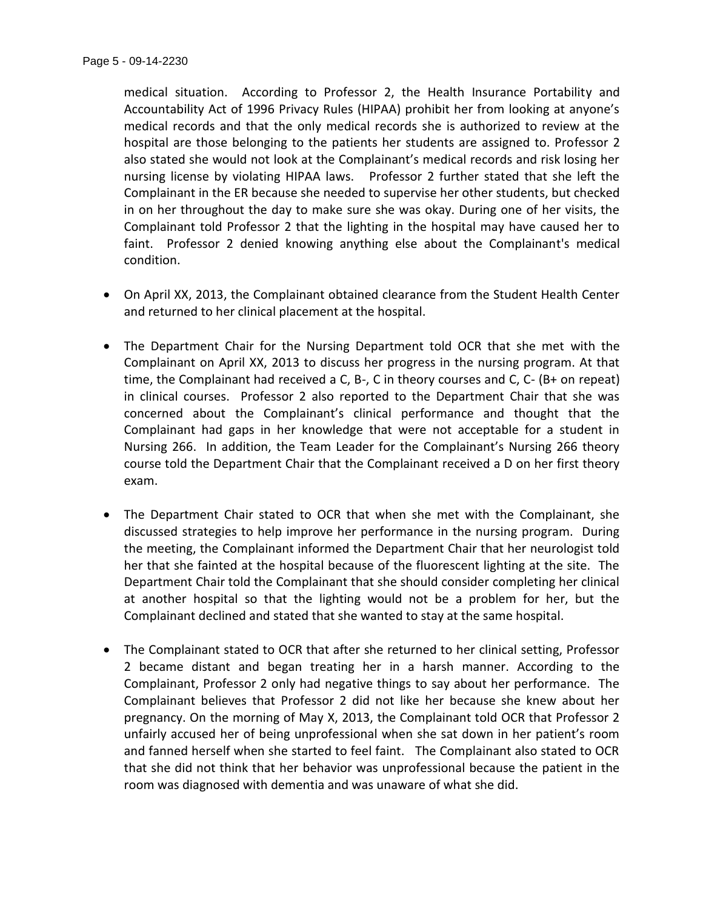medical situation. According to Professor 2, the Health Insurance Portability and Accountability Act of 1996 Privacy Rules (HIPAA) prohibit her from looking at anyone's medical records and that the only medical records she is authorized to review at the hospital are those belonging to the patients her students are assigned to. Professor 2 also stated she would not look at the Complainant's medical records and risk losing her nursing license by violating HIPAA laws. Professor 2 further stated that she left the Complainant in the ER because she needed to supervise her other students, but checked in on her throughout the day to make sure she was okay. During one of her visits, the Complainant told Professor 2 that the lighting in the hospital may have caused her to faint. Professor 2 denied knowing anything else about the Complainant's medical condition.

- On April XX, 2013, the Complainant obtained clearance from the Student Health Center and returned to her clinical placement at the hospital.

- The Department Chair for the Nursing Department told OCR that she met with the Complainant on April XX, 2013 to discuss her progress in the nursing program. At that time, the Complainant had received a C, B-, C in theory courses and C, C- (B+ on repeat) in clinical courses. Professor 2 also reported to the Department Chair that she was concerned about the Complainant's clinical performance and thought that the Complainant had gaps in her knowledge that were not acceptable for a student in Nursing 266. In addition, the Team Leader for the Complainant's Nursing 266 theory course told the Department Chair that the Complainant received a D on her first theory exam.

- The Department Chair stated to OCR that when she met with the Complainant, she discussed strategies to help improve her performance in the nursing program. During the meeting, the Complainant informed the Department Chair that her neurologist told her that she fainted at the hospital because of the fluorescent lighting at the site. The Department Chair told the Complainant that she should consider completing her clinical at another hospital so that the lighting would not be a problem for her, but the Complainant declined and stated that she wanted to stay at the same hospital.

- The Complainant stated to OCR that after she returned to her clinical setting, Professor 2 became distant and began treating her in a harsh manner. According to the Complainant, Professor 2 only had negative things to say about her performance. The Complainant believes that Professor 2 did not like her because she knew about her pregnancy. On the morning of May X, 2013, the Complainant told OCR that Professor 2 unfairly accused her of being unprofessional when she sat down in her patient's room and fanned herself when she started to feel faint. The Complainant also stated to OCR that she did not think that her behavior was unprofessional because the patient in the room was diagnosed with dementia and was unaware of what she did.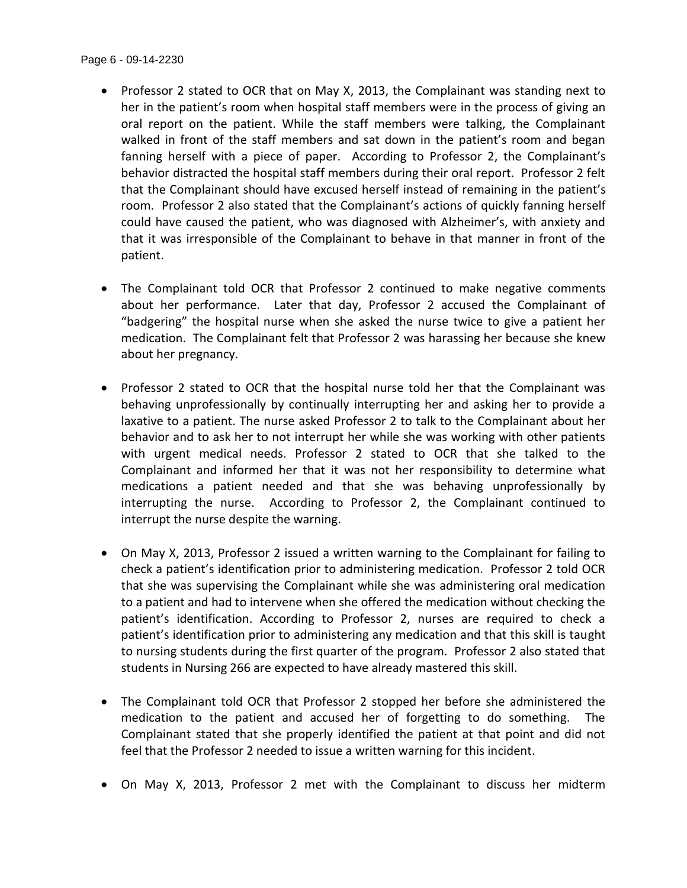- Professor 2 stated to OCR that on May X, 2013, the Complainant was standing next to her in the patient's room when hospital staff members were in the process of giving an oral report on the patient. While the staff members were talking, the Complainant walked in front of the staff members and sat down in the patient's room and began fanning herself with a piece of paper. According to Professor 2, the Complainant's behavior distracted the hospital staff members during their oral report. Professor 2 felt that the Complainant should have excused herself instead of remaining in the patient's room. Professor 2 also stated that the Complainant's actions of quickly fanning herself could have caused the patient, who was diagnosed with Alzheimer's, with anxiety and that it was irresponsible of the Complainant to behave in that manner in front of the patient.

- The Complainant told OCR that Professor 2 continued to make negative comments about her performance. Later that day, Professor 2 accused the Complainant of "badgering" the hospital nurse when she asked the nurse twice to give a patient her medication. The Complainant felt that Professor 2 was harassing her because she knew about her pregnancy.

- Professor 2 stated to OCR that the hospital nurse told her that the Complainant was behaving unprofessionally by continually interrupting her and asking her to provide a laxative to a patient. The nurse asked Professor 2 to talk to the Complainant about her behavior and to ask her to not interrupt her while she was working with other patients with urgent medical needs. Professor 2 stated to OCR that she talked to the Complainant and informed her that it was not her responsibility to determine what medications a patient needed and that she was behaving unprofessionally by interrupting the nurse. According to Professor 2, the Complainant continued to interrupt the nurse despite the warning.

- On May X, 2013, Professor 2 issued a written warning to the Complainant for failing to check a patient's identification prior to administering medication. Professor 2 told OCR that she was supervising the Complainant while she was administering oral medication to a patient and had to intervene when she offered the medication without checking the patient's identification. According to Professor 2, nurses are required to check a patient's identification prior to administering any medication and that this skill is taught to nursing students during the first quarter of the program. Professor 2 also stated that students in Nursing 266 are expected to have already mastered this skill.

- The Complainant told OCR that Professor 2 stopped her before she administered the medication to the patient and accused her of forgetting to do something. The Complainant stated that she properly identified the patient at that point and did not feel that the Professor 2 needed to issue a written warning for this incident.

- On May X, 2013, Professor 2 met with the Complainant to discuss her midterm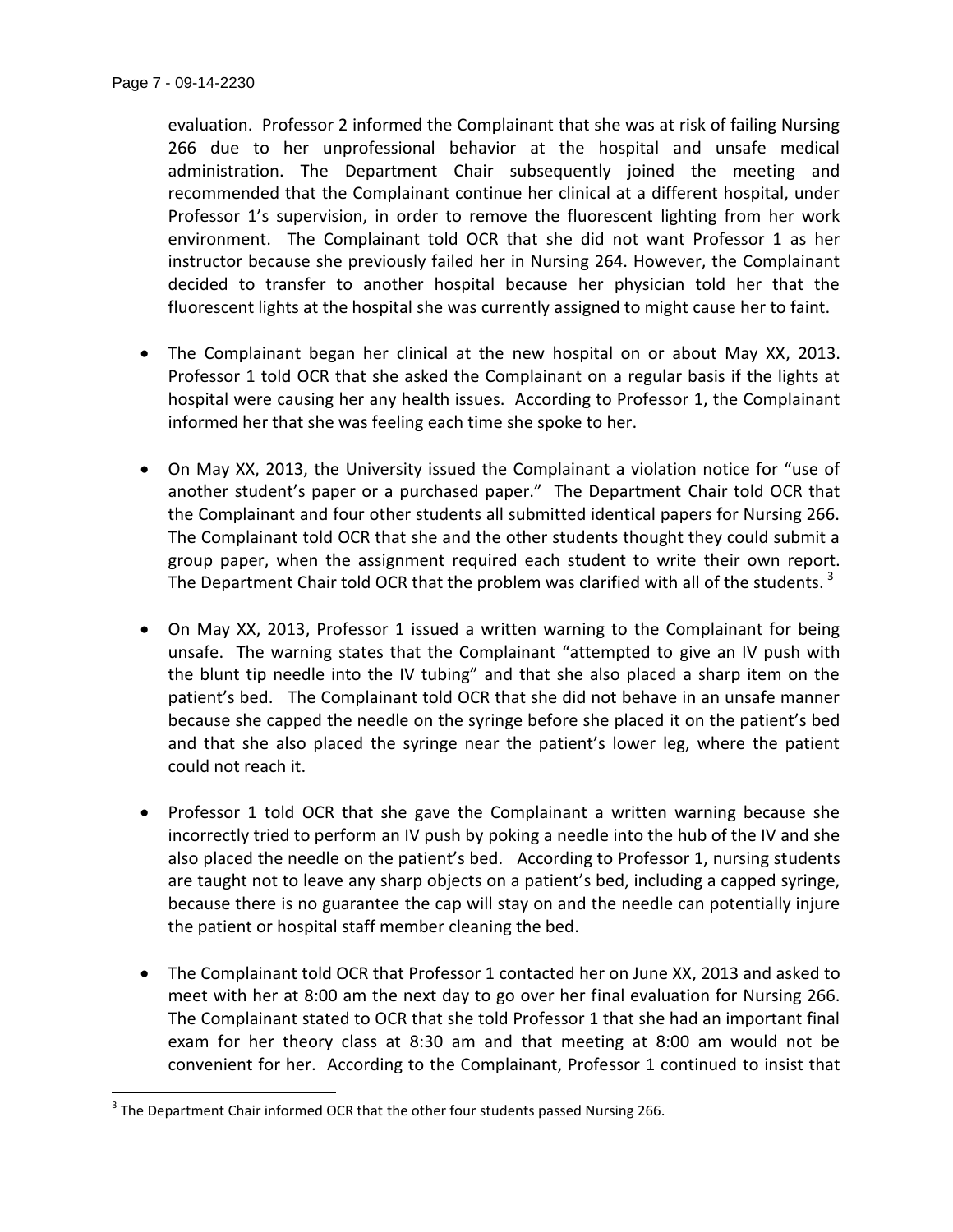evaluation. Professor 2 informed the Complainant that she was at risk of failing Nursing 266 due to her unprofessional behavior at the hospital and unsafe medical administration. The Department Chair subsequently joined the meeting and recommended that the Complainant continue her clinical at a different hospital, under Professor 1's supervision, in order to remove the fluorescent lighting from her work environment. The Complainant told OCR that she did not want Professor 1 as her instructor because she previously failed her in Nursing 264. However, the Complainant decided to transfer to another hospital because her physician told her that the fluorescent lights at the hospital she was currently assigned to might cause her to faint.

- The Complainant began her clinical at the new hospital on or about May XX, 2013. Professor 1 told OCR that she asked the Complainant on a regular basis if the lights at hospital were causing her any health issues. According to Professor 1, the Complainant informed her that she was feeling each time she spoke to her.

- On May XX, 2013, the University issued the Complainant a violation notice for "use of another student's paper or a purchased paper." The Department Chair told OCR that the Complainant and four other students all submitted identical papers for Nursing 266. The Complainant told OCR that she and the other students thought they could submit a group paper, when the assignment required each student to write their own report. The Department Chair told OCR that the problem was clarified with all of the students. [3]

- On May XX, 2013, Professor 1 issued a written warning to the Complainant for being unsafe. The warning states that the Complainant "attempted to give an IV push with the blunt tip needle into the IV tubing" and that she also placed a sharp item on the patient's bed. The Complainant told OCR that she did not behave in an unsafe manner because she capped the needle on the syringe before she placed it on the patient's bed and that she also placed the syringe near the patient's lower leg, where the patient could not reach it.

- Professor 1 told OCR that she gave the Complainant a written warning because she incorrectly tried to perform an IV push by poking a needle into the hub of the IV and she also placed the needle on the patient's bed. According to Professor 1, nursing students are taught not to leave any sharp objects on a patient's bed, including a capped syringe, because there is no guarantee the cap will stay on and the needle can potentially injure the patient or hospital staff member cleaning the bed.

- The Complainant told OCR that Professor 1 contacted her on June XX, 2013 and asked to meet with her at 8:00 am the next day to go over her final evaluation for Nursing 266. The Complainant stated to OCR that she told Professor 1 that she had an important final exam for her theory class at 8:30 am and that meeting at 8:00 am would not be convenient for her. According to the Complainant, Professor 1 continued to insist that

---

[3] The Department Chair informed OCR that the other four students passed Nursing 266.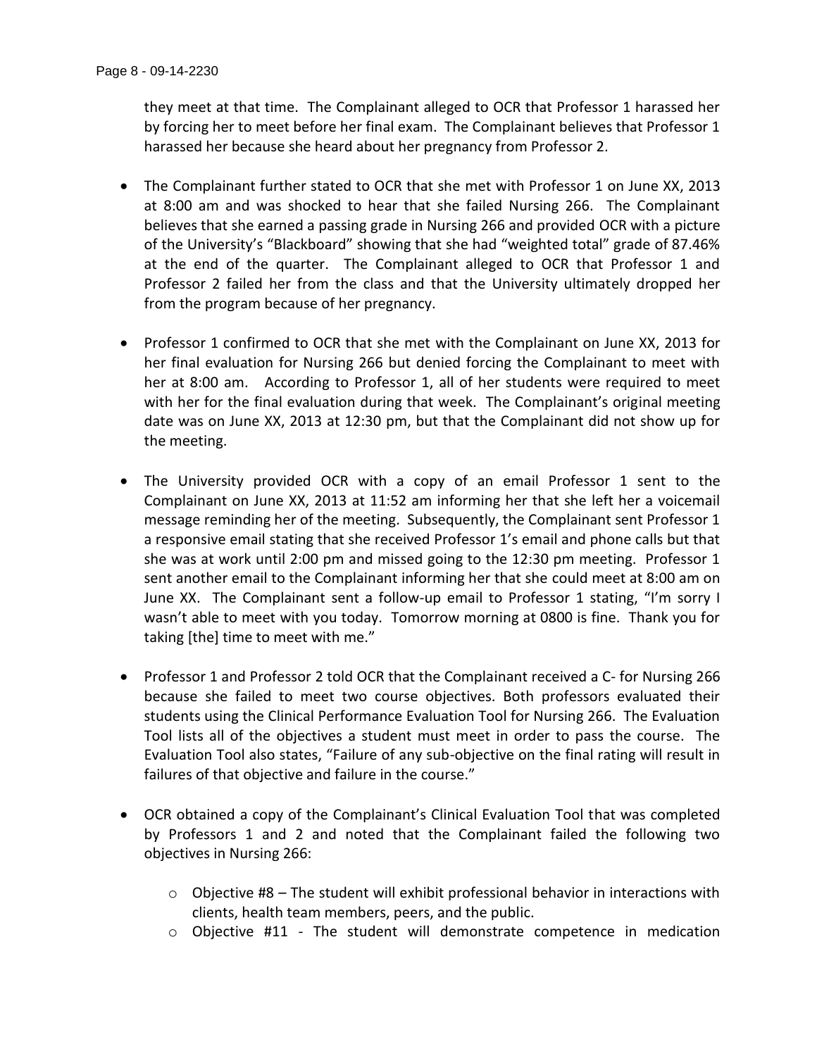they meet at that time. The Complainant alleged to OCR that Professor 1 harassed her by forcing her to meet before her final exam. The Complainant believes that Professor 1 harassed her because she heard about her pregnancy from Professor 2.

- The Complainant further stated to OCR that she met with Professor 1 on June XX, 2013 at 8:00 am and was shocked to hear that she failed Nursing 266. The Complainant believes that she earned a passing grade in Nursing 266 and provided OCR with a picture of the University's "Blackboard" showing that she had "weighted total" grade of 87.46% at the end of the quarter. The Complainant alleged to OCR that Professor 1 and Professor 2 failed her from the class and that the University ultimately dropped her from the program because of her pregnancy.

- Professor 1 confirmed to OCR that she met with the Complainant on June XX, 2013 for her final evaluation for Nursing 266 but denied forcing the Complainant to meet with her at 8:00 am. According to Professor 1, all of her students were required to meet with her for the final evaluation during that week. The Complainant's original meeting date was on June XX, 2013 at 12:30 pm, but that the Complainant did not show up for the meeting.

- The University provided OCR with a copy of an email Professor 1 sent to the Complainant on June XX, 2013 at 11:52 am informing her that she left her a voicemail message reminding her of the meeting. Subsequently, the Complainant sent Professor 1 a responsive email stating that she received Professor 1's email and phone calls but that she was at work until 2:00 pm and missed going to the 12:30 pm meeting. Professor 1 sent another email to the Complainant informing her that she could meet at 8:00 am on June XX. The Complainant sent a follow-up email to Professor 1 stating, "I'm sorry I wasn't able to meet with you today. Tomorrow morning at 0800 is fine. Thank you for taking [the] time to meet with me."

- Professor 1 and Professor 2 told OCR that the Complainant received a C- for Nursing 266 because she failed to meet two course objectives. Both professors evaluated their students using the Clinical Performance Evaluation Tool for Nursing 266. The Evaluation Tool lists all of the objectives a student must meet in order to pass the course. The Evaluation Tool also states, "Failure of any sub-objective on the final rating will result in failures of that objective and failure in the course."

- OCR obtained a copy of the Complainant's Clinical Evaluation Tool that was completed by Professors 1 and 2 and noted that the Complainant failed the following two objectives in Nursing 266:

  - Objective #8 – The student will exhibit professional behavior in interactions with clients, health team members, peers, and the public.
  - Objective #11 - The student will demonstrate competence in medication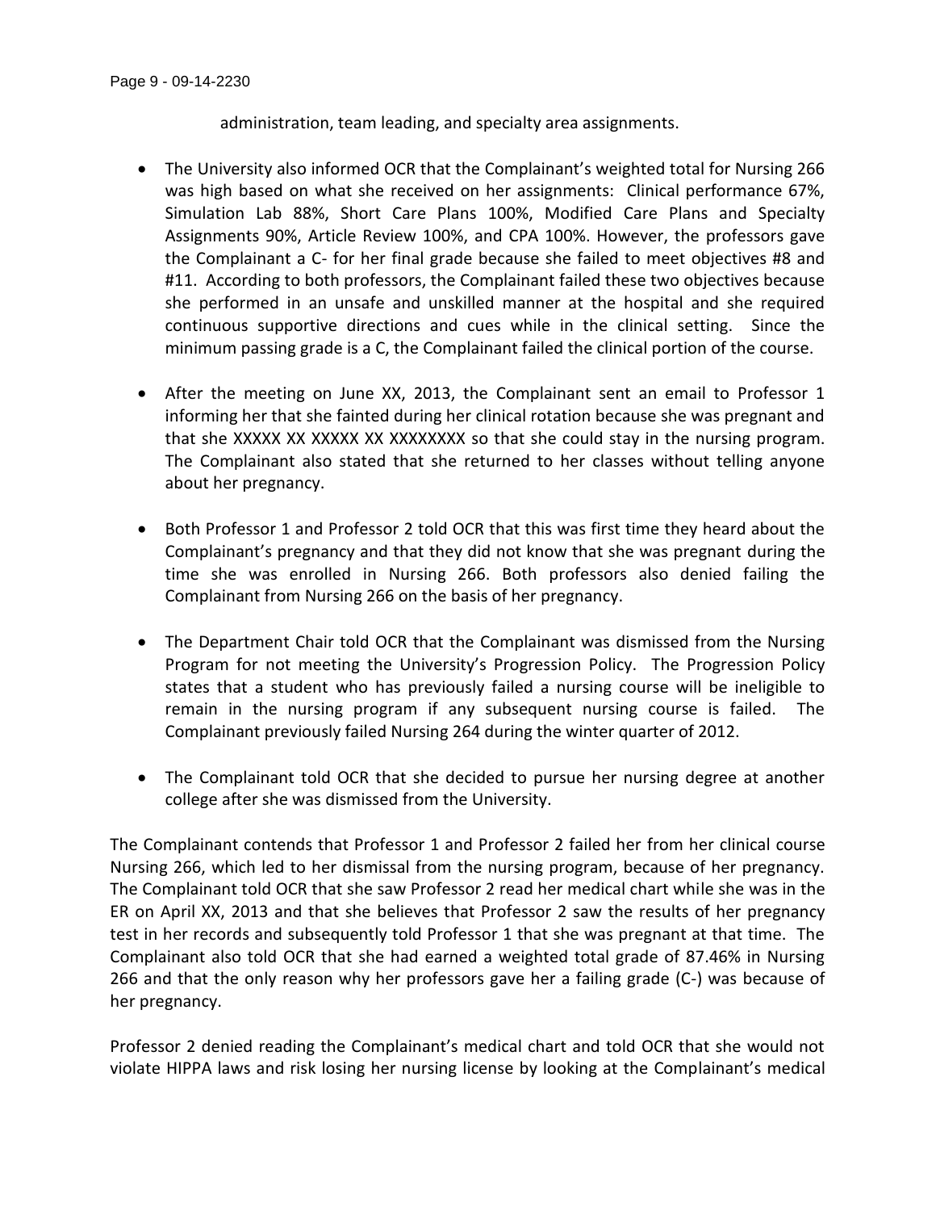administration, team leading, and specialty area assignments.

- The University also informed OCR that the Complainant's weighted total for Nursing 266 was high based on what she received on her assignments: Clinical performance 67%, Simulation Lab 88%, Short Care Plans 100%, Modified Care Plans and Specialty Assignments 90%, Article Review 100%, and CPA 100%. However, the professors gave the Complainant a C- for her final grade because she failed to meet objectives #8 and #11. According to both professors, the Complainant failed these two objectives because she performed in an unsafe and unskilled manner at the hospital and she required continuous supportive directions and cues while in the clinical setting. Since the minimum passing grade is a C, the Complainant failed the clinical portion of the course.

- After the meeting on June XX, 2013, the Complainant sent an email to Professor 1 informing her that she fainted during her clinical rotation because she was pregnant and that she XXXXX XX XXXXX XX XXXXXXXX so that she could stay in the nursing program. The Complainant also stated that she returned to her classes without telling anyone about her pregnancy.

- Both Professor 1 and Professor 2 told OCR that this was first time they heard about the Complainant's pregnancy and that they did not know that she was pregnant during the time she was enrolled in Nursing 266. Both professors also denied failing the Complainant from Nursing 266 on the basis of her pregnancy.

- The Department Chair told OCR that the Complainant was dismissed from the Nursing Program for not meeting the University's Progression Policy. The Progression Policy states that a student who has previously failed a nursing course will be ineligible to remain in the nursing program if any subsequent nursing course is failed. The Complainant previously failed Nursing 264 during the winter quarter of 2012.

- The Complainant told OCR that she decided to pursue her nursing degree at another college after she was dismissed from the University.

The Complainant contends that Professor 1 and Professor 2 failed her from her clinical course Nursing 266, which led to her dismissal from the nursing program, because of her pregnancy. The Complainant told OCR that she saw Professor 2 read her medical chart while she was in the ER on April XX, 2013 and that she believes that Professor 2 saw the results of her pregnancy test in her records and subsequently told Professor 1 that she was pregnant at that time. The Complainant also told OCR that she had earned a weighted total grade of 87.46% in Nursing 266 and that the only reason why her professors gave her a failing grade (C-) was because of her pregnancy.

Professor 2 denied reading the Complainant's medical chart and told OCR that she would not violate HIPPA laws and risk losing her nursing license by looking at the Complainant's medical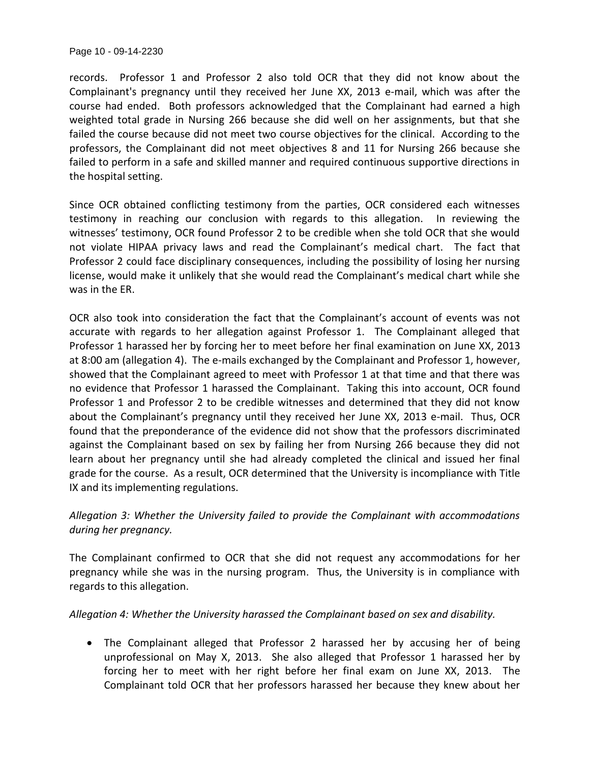records. Professor 1 and Professor 2 also told OCR that they did not know about the Complainant's pregnancy until they received her June XX, 2013 e-mail, which was after the course had ended. Both professors acknowledged that the Complainant had earned a high weighted total grade in Nursing 266 because she did well on her assignments, but that she failed the course because did not meet two course objectives for the clinical. According to the professors, the Complainant did not meet objectives 8 and 11 for Nursing 266 because she failed to perform in a safe and skilled manner and required continuous supportive directions in the hospital setting.

Since OCR obtained conflicting testimony from the parties, OCR considered each witnesses testimony in reaching our conclusion with regards to this allegation. In reviewing the witnesses' testimony, OCR found Professor 2 to be credible when she told OCR that she would not violate HIPAA privacy laws and read the Complainant's medical chart. The fact that Professor 2 could face disciplinary consequences, including the possibility of losing her nursing license, would make it unlikely that she would read the Complainant's medical chart while she was in the ER.

OCR also took into consideration the fact that the Complainant's account of events was not accurate with regards to her allegation against Professor 1. The Complainant alleged that Professor 1 harassed her by forcing her to meet before her final examination on June XX, 2013 at 8:00 am (allegation 4). The e-mails exchanged by the Complainant and Professor 1, however, showed that the Complainant agreed to meet with Professor 1 at that time and that there was no evidence that Professor 1 harassed the Complainant. Taking this into account, OCR found Professor 1 and Professor 2 to be credible witnesses and determined that they did not know about the Complainant's pregnancy until they received her June XX, 2013 e-mail. Thus, OCR found that the preponderance of the evidence did not show that the professors discriminated against the Complainant based on sex by failing her from Nursing 266 because they did not learn about her pregnancy until she had already completed the clinical and issued her final grade for the course. As a result, OCR determined that the University is incompliance with Title IX and its implementing regulations.

*Allegation 3: Whether the University failed to provide the Complainant with accommodations during her pregnancy.*

The Complainant confirmed to OCR that she did not request any accommodations for her pregnancy while she was in the nursing program. Thus, the University is in compliance with regards to this allegation.

*Allegation 4: Whether the University harassed the Complainant based on sex and disability.*

- The Complainant alleged that Professor 2 harassed her by accusing her of being unprofessional on May X, 2013. She also alleged that Professor 1 harassed her by forcing her to meet with her right before her final exam on June XX, 2013. The Complainant told OCR that her professors harassed her because they knew about her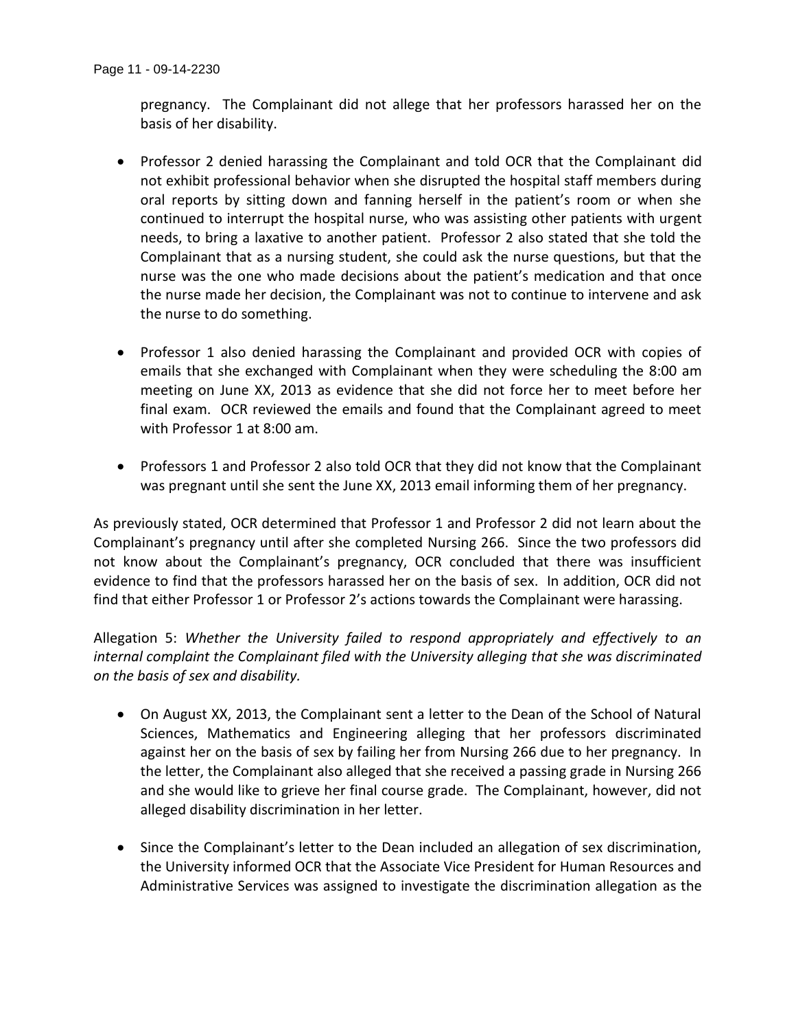pregnancy. The Complainant did not allege that her professors harassed her on the basis of her disability.

- Professor 2 denied harassing the Complainant and told OCR that the Complainant did not exhibit professional behavior when she disrupted the hospital staff members during oral reports by sitting down and fanning herself in the patient's room or when she continued to interrupt the hospital nurse, who was assisting other patients with urgent needs, to bring a laxative to another patient. Professor 2 also stated that she told the Complainant that as a nursing student, she could ask the nurse questions, but that the nurse was the one who made decisions about the patient's medication and that once the nurse made her decision, the Complainant was not to continue to intervene and ask the nurse to do something.

- Professor 1 also denied harassing the Complainant and provided OCR with copies of emails that she exchanged with Complainant when they were scheduling the 8:00 am meeting on June XX, 2013 as evidence that she did not force her to meet before her final exam. OCR reviewed the emails and found that the Complainant agreed to meet with Professor 1 at 8:00 am.

- Professors 1 and Professor 2 also told OCR that they did not know that the Complainant was pregnant until she sent the June XX, 2013 email informing them of her pregnancy.

As previously stated, OCR determined that Professor 1 and Professor 2 did not learn about the Complainant's pregnancy until after she completed Nursing 266. Since the two professors did not know about the Complainant's pregnancy, OCR concluded that there was insufficient evidence to find that the professors harassed her on the basis of sex. In addition, OCR did not find that either Professor 1 or Professor 2's actions towards the Complainant were harassing.

Allegation 5: *Whether the University failed to respond appropriately and effectively to an internal complaint the Complainant filed with the University alleging that she was discriminated on the basis of sex and disability.*

- On August XX, 2013, the Complainant sent a letter to the Dean of the School of Natural Sciences, Mathematics and Engineering alleging that her professors discriminated against her on the basis of sex by failing her from Nursing 266 due to her pregnancy. In the letter, the Complainant also alleged that she received a passing grade in Nursing 266 and she would like to grieve her final course grade. The Complainant, however, did not alleged disability discrimination in her letter.

- Since the Complainant's letter to the Dean included an allegation of sex discrimination, the University informed OCR that the Associate Vice President for Human Resources and Administrative Services was assigned to investigate the discrimination allegation as the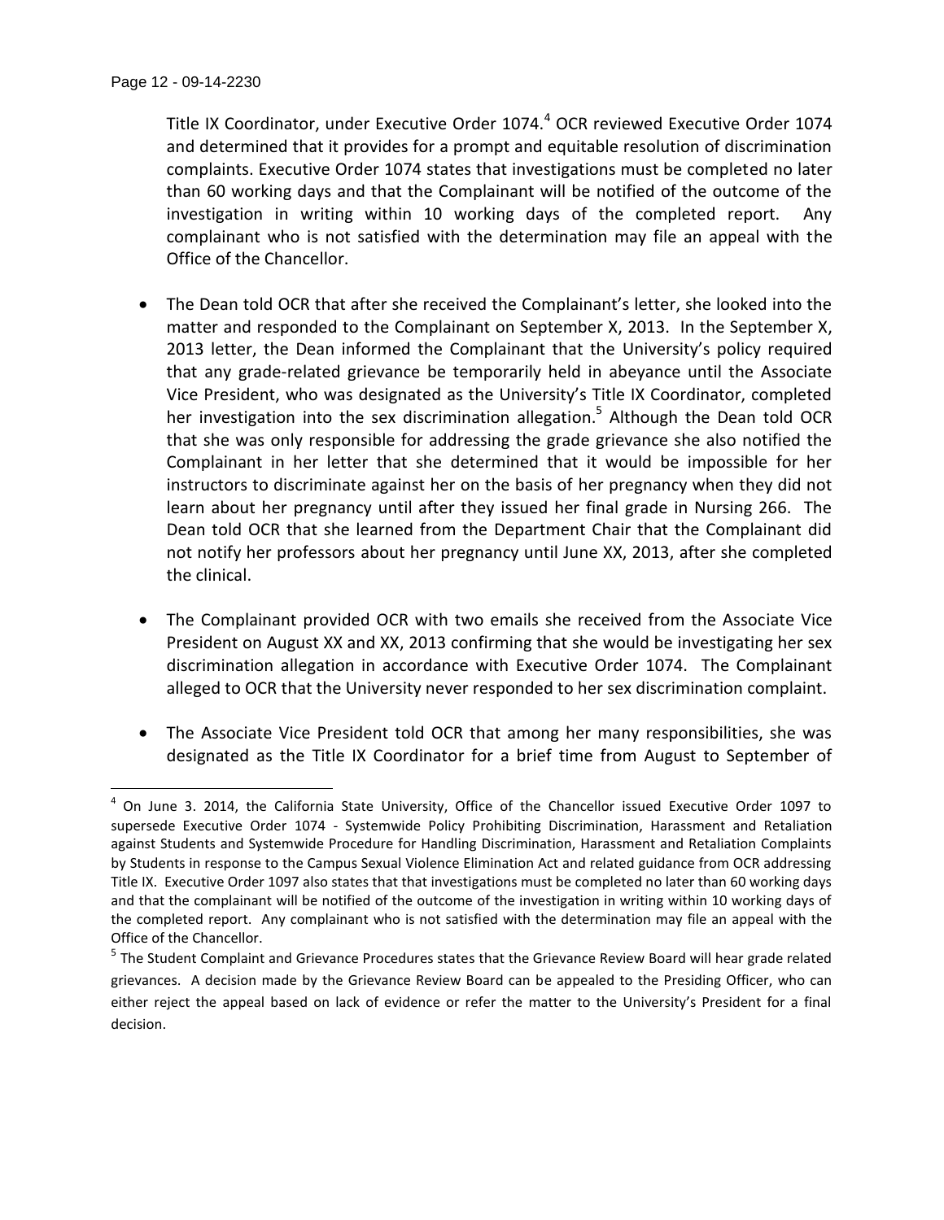Title IX Coordinator, under Executive Order 1074.[4] OCR reviewed Executive Order 1074 and determined that it provides for a prompt and equitable resolution of discrimination complaints. Executive Order 1074 states that investigations must be completed no later than 60 working days and that the Complainant will be notified of the outcome of the investigation in writing within 10 working days of the completed report. Any complainant who is not satisfied with the determination may file an appeal with the Office of the Chancellor.

- The Dean told OCR that after she received the Complainant's letter, she looked into the matter and responded to the Complainant on September X, 2013. In the September X, 2013 letter, the Dean informed the Complainant that the University's policy required that any grade-related grievance be temporarily held in abeyance until the Associate Vice President, who was designated as the University's Title IX Coordinator, completed her investigation into the sex discrimination allegation.[5] Although the Dean told OCR that she was only responsible for addressing the grade grievance she also notified the Complainant in her letter that she determined that it would be impossible for her instructors to discriminate against her on the basis of her pregnancy when they did not learn about her pregnancy until after they issued her final grade in Nursing 266. The Dean told OCR that she learned from the Department Chair that the Complainant did not notify her professors about her pregnancy until June XX, 2013, after she completed the clinical.

- The Complainant provided OCR with two emails she received from the Associate Vice President on August XX and XX, 2013 confirming that she would be investigating her sex discrimination allegation in accordance with Executive Order 1074. The Complainant alleged to OCR that the University never responded to her sex discrimination complaint.

- The Associate Vice President told OCR that among her many responsibilities, she was designated as the Title IX Coordinator for a brief time from August to September of

---

[4] On June 3. 2014, the California State University, Office of the Chancellor issued Executive Order 1097 to supersede Executive Order 1074 - Systemwide Policy Prohibiting Discrimination, Harassment and Retaliation against Students and Systemwide Procedure for Handling Discrimination, Harassment and Retaliation Complaints by Students in response to the Campus Sexual Violence Elimination Act and related guidance from OCR addressing Title IX. Executive Order 1097 also states that that investigations must be completed no later than 60 working days and that the complainant will be notified of the outcome of the investigation in writing within 10 working days of the completed report. Any complainant who is not satisfied with the determination may file an appeal with the Office of the Chancellor.

[5] The Student Complaint and Grievance Procedures states that the Grievance Review Board will hear grade related grievances. A decision made by the Grievance Review Board can be appealed to the Presiding Officer, who can either reject the appeal based on lack of evidence or refer the matter to the University's President for a final decision.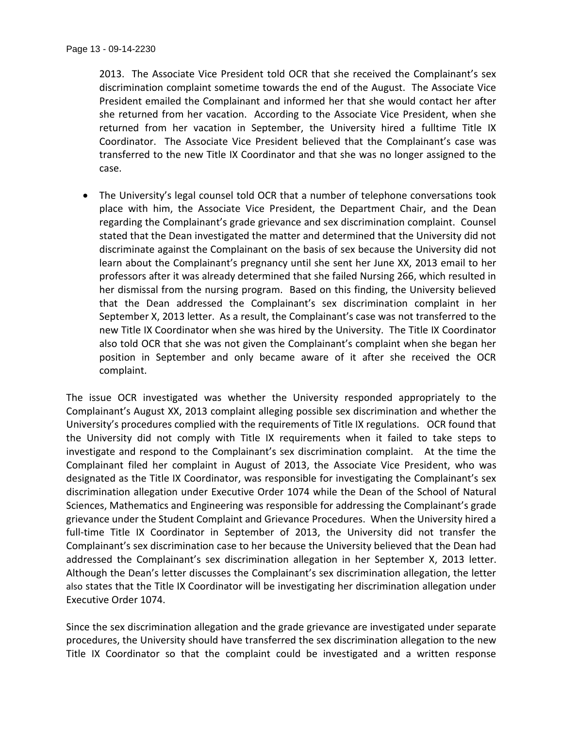2013. The Associate Vice President told OCR that she received the Complainant's sex discrimination complaint sometime towards the end of the August. The Associate Vice President emailed the Complainant and informed her that she would contact her after she returned from her vacation. According to the Associate Vice President, when she returned from her vacation in September, the University hired a fulltime Title IX Coordinator. The Associate Vice President believed that the Complainant's case was transferred to the new Title IX Coordinator and that she was no longer assigned to the case.

- The University's legal counsel told OCR that a number of telephone conversations took place with him, the Associate Vice President, the Department Chair, and the Dean regarding the Complainant's grade grievance and sex discrimination complaint. Counsel stated that the Dean investigated the matter and determined that the University did not discriminate against the Complainant on the basis of sex because the University did not learn about the Complainant's pregnancy until she sent her June XX, 2013 email to her professors after it was already determined that she failed Nursing 266, which resulted in her dismissal from the nursing program. Based on this finding, the University believed that the Dean addressed the Complainant's sex discrimination complaint in her September X, 2013 letter. As a result, the Complainant's case was not transferred to the new Title IX Coordinator when she was hired by the University. The Title IX Coordinator also told OCR that she was not given the Complainant's complaint when she began her position in September and only became aware of it after she received the OCR complaint.

The issue OCR investigated was whether the University responded appropriately to the Complainant's August XX, 2013 complaint alleging possible sex discrimination and whether the University's procedures complied with the requirements of Title IX regulations. OCR found that the University did not comply with Title IX requirements when it failed to take steps to investigate and respond to the Complainant's sex discrimination complaint. At the time the Complainant filed her complaint in August of 2013, the Associate Vice President, who was designated as the Title IX Coordinator, was responsible for investigating the Complainant's sex discrimination allegation under Executive Order 1074 while the Dean of the School of Natural Sciences, Mathematics and Engineering was responsible for addressing the Complainant's grade grievance under the Student Complaint and Grievance Procedures. When the University hired a full-time Title IX Coordinator in September of 2013, the University did not transfer the Complainant's sex discrimination case to her because the University believed that the Dean had addressed the Complainant's sex discrimination allegation in her September X, 2013 letter. Although the Dean's letter discusses the Complainant's sex discrimination allegation, the letter also states that the Title IX Coordinator will be investigating her discrimination allegation under Executive Order 1074.

Since the sex discrimination allegation and the grade grievance are investigated under separate procedures, the University should have transferred the sex discrimination allegation to the new Title IX Coordinator so that the complaint could be investigated and a written response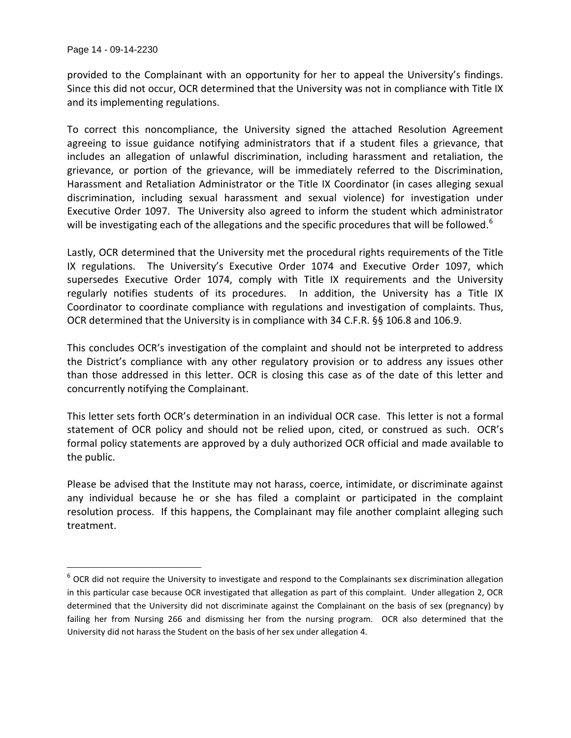provided to the Complainant with an opportunity for her to appeal the University's findings. Since this did not occur, OCR determined that the University was not in compliance with Title IX and its implementing regulations.

To correct this noncompliance, the University signed the attached Resolution Agreement agreeing to issue guidance notifying administrators that if a student files a grievance, that includes an allegation of unlawful discrimination, including harassment and retaliation, the grievance, or portion of the grievance, will be immediately referred to the Discrimination, Harassment and Retaliation Administrator or the Title IX Coordinator (in cases alleging sexual discrimination, including sexual harassment and sexual violence) for investigation under Executive Order 1097. The University also agreed to inform the student which administrator will be investigating each of the allegations and the specific procedures that will be followed.[6]

Lastly, OCR determined that the University met the procedural rights requirements of the Title IX regulations. The University's Executive Order 1074 and Executive Order 1097, which supersedes Executive Order 1074, comply with Title IX requirements and the University regularly notifies students of its procedures. In addition, the University has a Title IX Coordinator to coordinate compliance with regulations and investigation of complaints. Thus, OCR determined that the University is in compliance with 34 C.F.R. §§ 106.8 and 106.9.

This concludes OCR's investigation of the complaint and should not be interpreted to address the District's compliance with any other regulatory provision or to address any issues other than those addressed in this letter. OCR is closing this case as of the date of this letter and concurrently notifying the Complainant.

This letter sets forth OCR's determination in an individual OCR case. This letter is not a formal statement of OCR policy and should not be relied upon, cited, or construed as such. OCR's formal policy statements are approved by a duly authorized OCR official and made available to the public.

Please be advised that the Institute may not harass, coerce, intimidate, or discriminate against any individual because he or she has filed a complaint or participated in the complaint resolution process. If this happens, the Complainant may file another complaint alleging such treatment.

---

[6] OCR did not require the University to investigate and respond to the Complainants sex discrimination allegation in this particular case because OCR investigated that allegation as part of this complaint. Under allegation 2, OCR determined that the University did not discriminate against the Complainant on the basis of sex (pregnancy) by failing her from Nursing 266 and dismissing her from the nursing program. OCR also determined that the University did not harass the Student on the basis of her sex under allegation 4.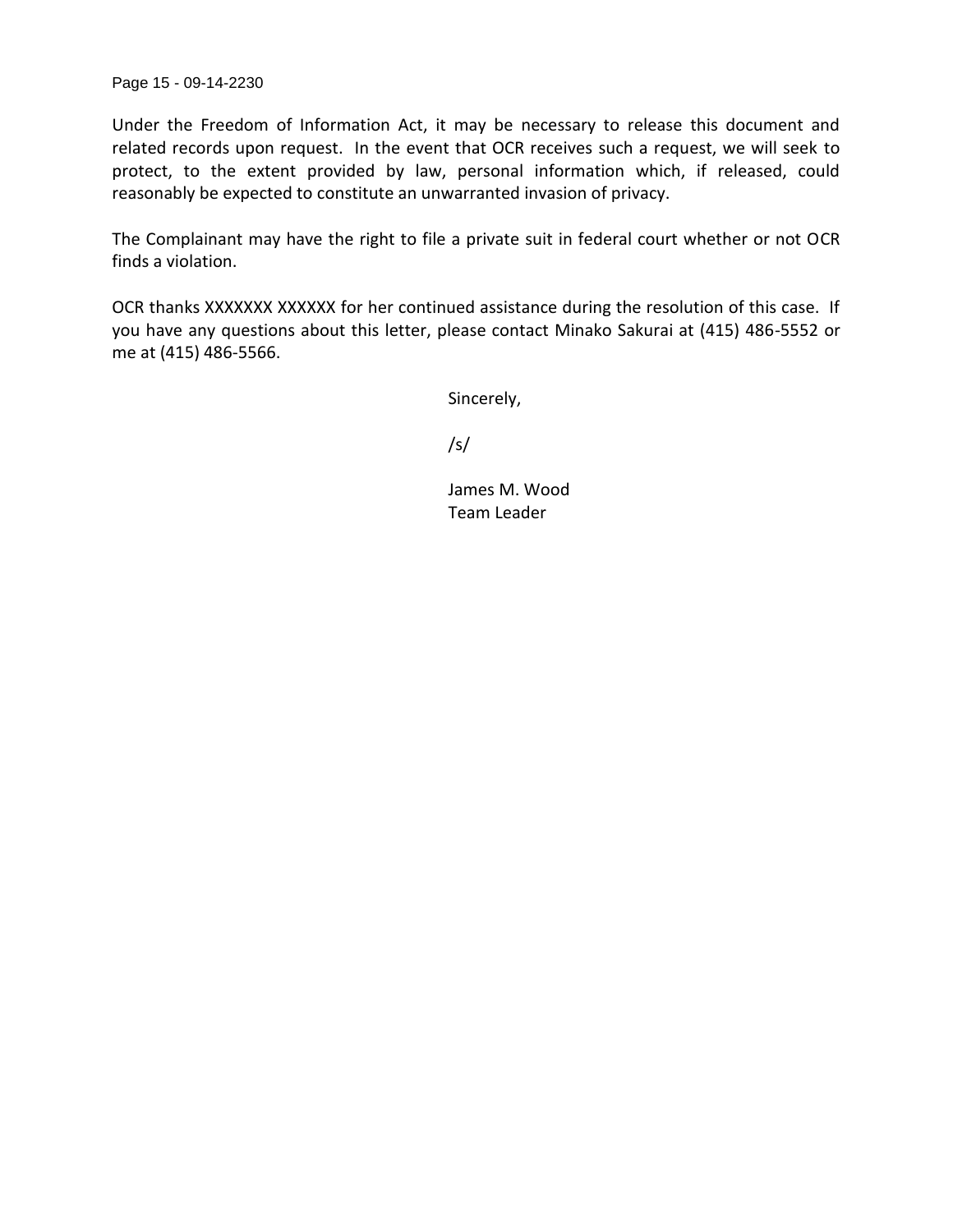Under the Freedom of Information Act, it may be necessary to release this document and related records upon request. In the event that OCR receives such a request, we will seek to protect, to the extent provided by law, personal information which, if released, could reasonably be expected to constitute an unwarranted invasion of privacy.

The Complainant may have the right to file a private suit in federal court whether or not OCR finds a violation.

OCR thanks XXXXXXX XXXXXX for her continued assistance during the resolution of this case. If you have any questions about this letter, please contact Minako Sakurai at (415) 486-5552 or me at (415) 486-5566.

Sincerely,

/s/

James M. Wood
Team Leader